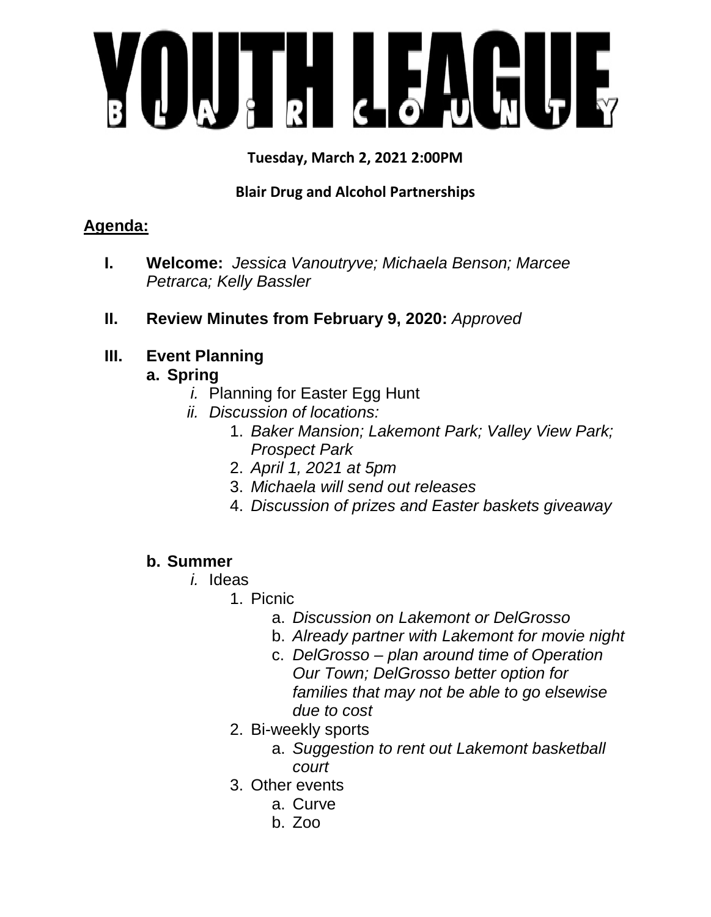# YOUTH LEAGUE

BLAIR COUNTY

**Tuesday, March 2, 2021 2:00PM**

**Blair Drug and Alcohol Partnerships**

## Agenda:

**I. Welcome:** *Jessica Vanoutryve; Michaela Benson; Marcee Petrarca; Kelly Bassler*

**II. Review Minutes from February 9, 2020:** *Approved*

**III. Event Planning**

**a. Spring**

*i.* Planning for Easter Egg Hunt

*ii. Discussion of locations:*

1. *Baker Mansion; Lakemont Park; Valley View Park; Prospect Park*
2. *April 1, 2021 at 5pm*
3. *Michaela will send out releases*
4. *Discussion of prizes and Easter baskets giveaway*

**b. Summer**

*i.* Ideas

1. Picnic
   a. *Discussion on Lakemont or DelGrosso*
   b. *Already partner with Lakemont for movie night*
   c. *DelGrosso – plan around time of Operation Our Town; DelGrosso better option for families that may not be able to go elsewise due to cost*
2. Bi-weekly sports
   a. *Suggestion to rent out Lakemont basketball court*
3. Other events
   a. Curve
   b. Zoo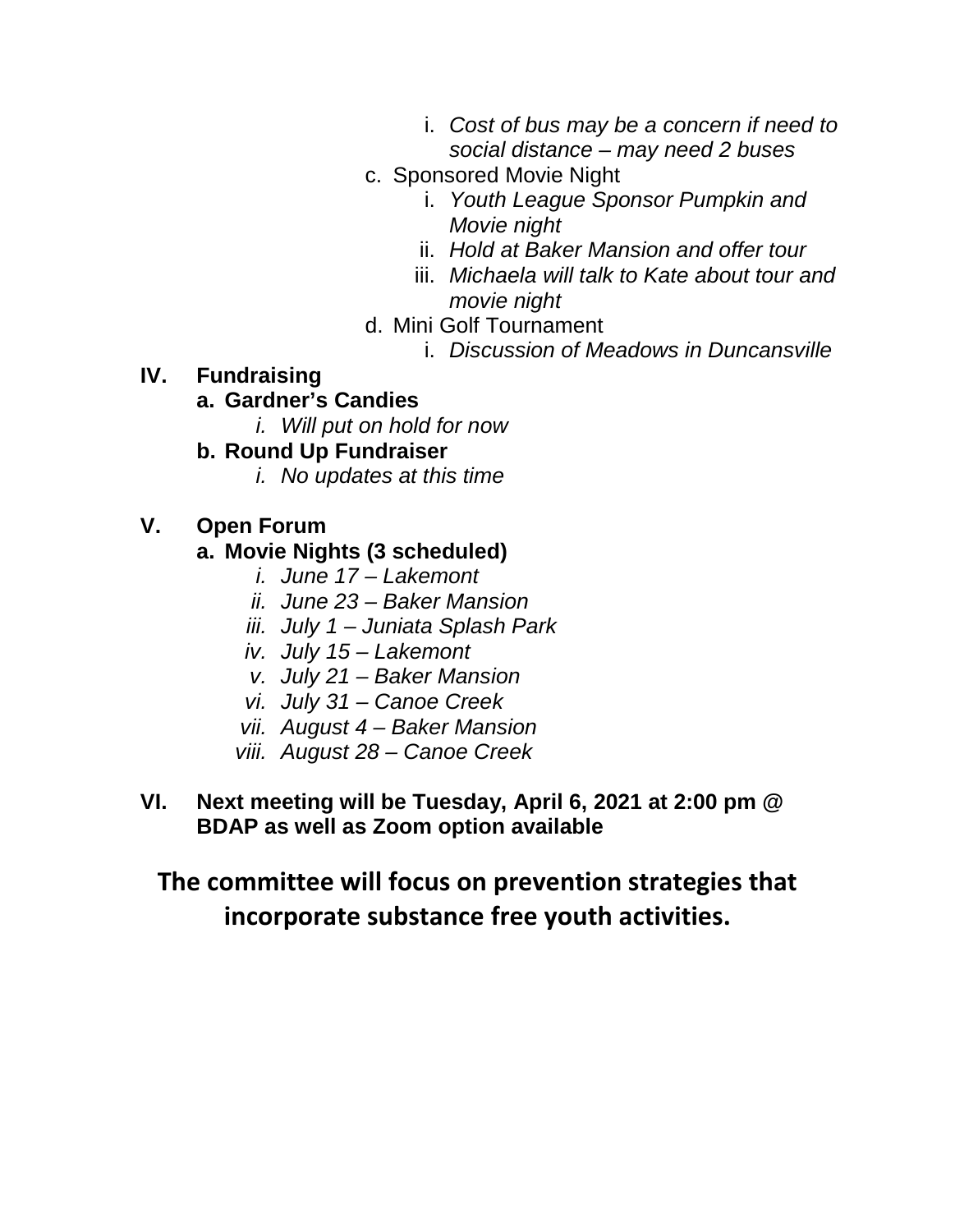i. *Cost of bus may be a concern if need to social distance – may need 2 buses*
   c. Sponsored Movie Night
         i. *Youth League Sponsor Pumpkin and Movie night*
         ii. *Hold at Baker Mansion and offer tour*
         iii. *Michaela will talk to Kate about tour and movie night*
   d. Mini Golf Tournament
         i. *Discussion of Meadows in Duncansville*

**IV. Fundraising**

- **a. Gardner's Candies**
    - i. *Will put on hold for now*
- **b. Round Up Fundraiser**
    - i. *No updates at this time*

**V. Open Forum**

- **a. Movie Nights (3 scheduled)**
    - i. *June 17 – Lakemont*
    - ii. *June 23 – Baker Mansion*
    - iii. *July 1 – Juniata Splash Park*
    - iv. *July 15 – Lakemont*
    - v. *July 21 – Baker Mansion*
    - vi. *July 31 – Canoe Creek*
    - vii. *August 4 – Baker Mansion*
    - viii. *August 28 – Canoe Creek*

**VI. Next meeting will be Tuesday, April 6, 2021 at 2:00 pm @ BDAP as well as Zoom option available**

**The committee will focus on prevention strategies that incorporate substance free youth activities.**